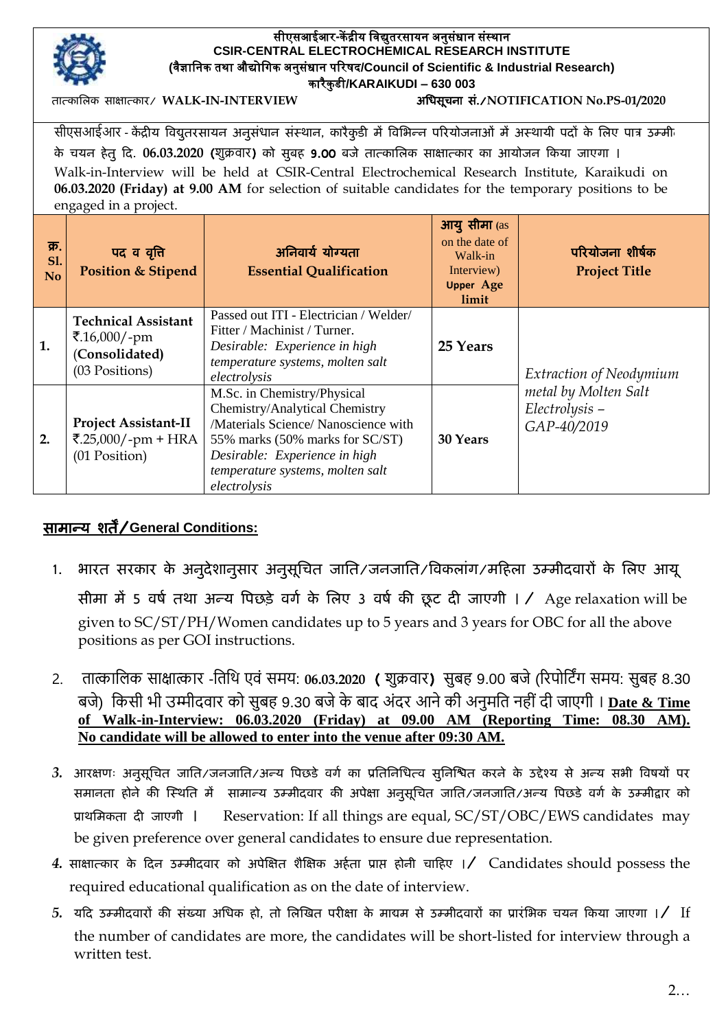# सीएसआईआर-केंद्रीय विद्युतरसायन अनुसंधान संस्थान
# CSIR-CENTRAL ELECTROCHEMICAL RESEARCH INSTITUTE
### (वैज्ञानिक तथा औद्योगिक अनुसंधान परिषद/Council of Scientific & Industrial Research)
### कारैकुडी/KARAIKUDI – 630 003

तात्कालिक साक्षात्कार/ **WALK-IN-INTERVIEW** **अधिसूचना सं./NOTIFICATION No.PS-01/2020**

सीएसआईआर - केंद्रीय विद्युतरसायन अनुसंधान संस्थान, कारैकुडी में विभिन्न परियोजनाओं में अस्थायी पदों के लिए पात्र उम्मीदवारों के चयन हेतु दि. **06.03.2020 (शुक्रवार)** को सुबह **9.00** बजे तात्कालिक साक्षात्कार का आयोजन किया जाएगा ।

Walk-in-Interview will be held at CSIR-Central Electrochemical Research Institute, Karaikudi on **06.03.2020 (Friday) at 9.00 AM** for selection of suitable candidates for the temporary positions to be engaged in a project.

| क्र. Sl. No | पद व वृत्ति Position & Stipend | अनिवार्य योग्यता Essential Qualification | आयु सीमा (as on the date of Walk-in Interview) Upper Age limit | परियोजना शीर्षक Project Title |
|---|---|---|---|---|
| 1. | **Technical Assistant** ₹.16,000/-pm (**Consolidated**) (03 Positions) | Passed out ITI - Electrician / Welder/ Fitter / Machinist / Turner. *Desirable: Experience in high temperature systems, molten salt electrolysis* | **25 Years** | *Extraction of Neodymium metal by Molten Salt Electrolysis – GAP-40/2019* |
| 2. | **Project Assistant-II** ₹.25,000/-pm + HRA (01 Position) | M.Sc. in Chemistry/Physical Chemistry/Analytical Chemistry /Materials Science/ Nanoscience with 55% marks (50% marks for SC/ST) *Desirable: Experience in high temperature systems, molten salt electrolysis* | **30 Years** | |

## सामान्य शर्तें/General Conditions:

1. भारत सरकार के अनुदेशानुसार अनुसूचित जाति/जनजाति/विकलांग/महिला उम्मीदवारों के लिए आयू सीमा में 5 वर्ष तथा अन्य पिछड़े वर्ग के लिए 3 वर्ष की छूट दी जाएगी । / Age relaxation will be given to SC/ST/PH/Women candidates up to 5 years and 3 years for OBC for all the above positions as per GOI instructions.
2. तात्कालिक साक्षात्कार -तिथि एवं समय: **06.03.2020 ( शुक्रवार)** सुबह 9.00 बजे (रिपोर्टिंग समय: सुबह 8.30 बजे) किसी भी उम्मीदवार को सुबह 9.30 बजे के बाद अंदर आने की अनुमति नहीं दी जाएगी । **Date & Time of Walk-in-Interview: 06.03.2020 (Friday) at 09.00 AM (Reporting Time: 08.30 AM). No candidate will be allowed to enter into the venue after 09:30 AM.**
3. आरक्षणः अनुसूचित जाति/जनजाति/अन्य पिछडे वर्ग का प्रतिनिधित्व सुनिश्चित करने के उद्देश्य से अन्य सभी विषयों पर समानता होने की स्थिति में सामान्य उम्मीदवार की अपेक्षा अनुसूचित जाति/जनजाति/अन्य पिछडे वर्ग के उम्मीद्वार को प्राथमिकता दी जाएगी । Reservation: If all things are equal, SC/ST/OBC/EWS candidates may be given preference over general candidates to ensure due representation.
4. साक्षात्कार के दिन उम्मीदवार को अपेक्षित शैक्षिक अर्हता प्राप्त होनी चाहिए ।/ Candidates should possess the required educational qualification as on the date of interview.
5. यदि उम्मीदवारों की संख्या अधिक हो, तो लिखित परीक्षा के मायम से उम्मीदवारों का प्रारंभिक चयन किया जाएगा ।/ If the number of candidates are more, the candidates will be short-listed for interview through a written test.

2…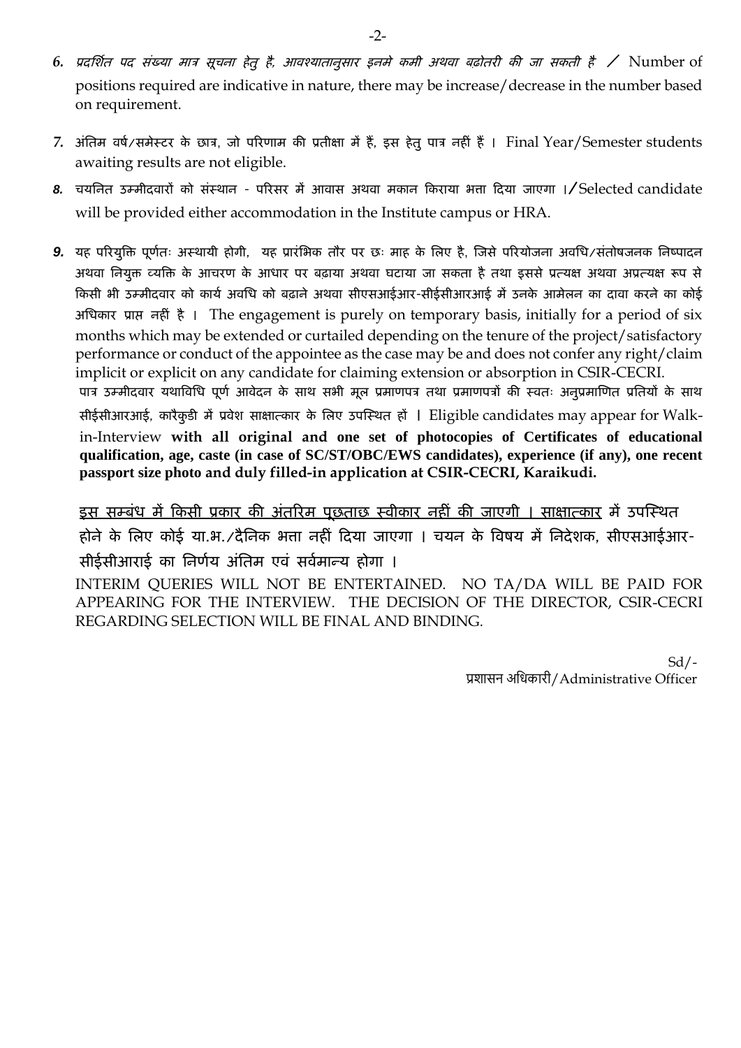6. *प्रदर्शित पद संख्या मात्र सूचना हेतु है, आवश्यातानुसार इनमे कमी अथवा बढोतरी की जा सकती है* / Number of positions required are indicative in nature, there may be increase/decrease in the number based on requirement.

7. अंतिम वर्ष/समेस्टर के छात्र, जो परिणाम की प्रतीक्षा में हैं, इस हेतु पात्र नहीं हैं । Final Year/Semester students awaiting results are not eligible.

8. चयनित उम्मीदवारों को संस्थान - परिसर में आवास अथवा मकान किराया भत्ता दिया जाएगा ।/Selected candidate will be provided either accommodation in the Institute campus or HRA.

9. यह परियुक्ति पूर्णतः अस्थायी होगी, यह प्रारंभिक तौर पर छः माह के लिए है, जिसे परियोजना अवधि/संतोषजनक निष्पादन अथवा नियुक्त व्यक्ति के आचरण के आधार पर बढाया अथवा घटाया जा सकता है तथा इससे प्रत्यक्ष अथवा अप्रत्यक्ष रूप से किसी भी उम्मीदवार को कार्य अवधि को बढ़ाने अथवा सीएसआईआर-सीईसीआरआई में उनके आमेलन का दावा करने का कोई अधिकार प्राप्त नहीं है । The engagement is purely on temporary basis, initially for a period of six months which may be extended or curtailed depending on the tenure of the project/satisfactory performance or conduct of the appointee as the case may be and does not confer any right/claim implicit or explicit on any candidate for claiming extension or absorption in CSIR-CECRI.

पात्र उम्मीदवार यथाविधि पूर्ण आवेदन के साथ सभी मूल प्रमाणपत्र तथा प्रमाणपत्रों की स्वतः अनुप्रमाणित प्रतियों के साथ सीईसीआरआई, कारैकुडी में प्रवेश साक्षात्कार के लिए उपस्थित हों । Eligible candidates may appear for Walk-in-Interview **with all original and one set of photocopies of Certificates of educational qualification, age, caste (in case of SC/ST/OBC/EWS candidates), experience (if any), one recent passport size photo and duly filled-in application at CSIR-CECRI, Karaikudi.**

<u>इस सम्बंध में किसी प्रकार की अंतरिम पूछताछ स्वीकार नहीं की जाएगी । साक्षात्कार</u> में उपस्थित होने के लिए कोई या.भ./दैनिक भत्ता नहीं दिया जाएगा । चयन के विषय में निदेशक, सीएसआईआर-सीईसीआराई का निर्णय अंतिम एवं सर्वमान्य होगा ।

INTERIM QUERIES WILL NOT BE ENTERTAINED. NO TA/DA WILL BE PAID FOR APPEARING FOR THE INTERVIEW. THE DECISION OF THE DIRECTOR, CSIR-CECRI REGARDING SELECTION WILL BE FINAL AND BINDING.

Sd/-
प्रशासन अधिकारी/Administrative Officer